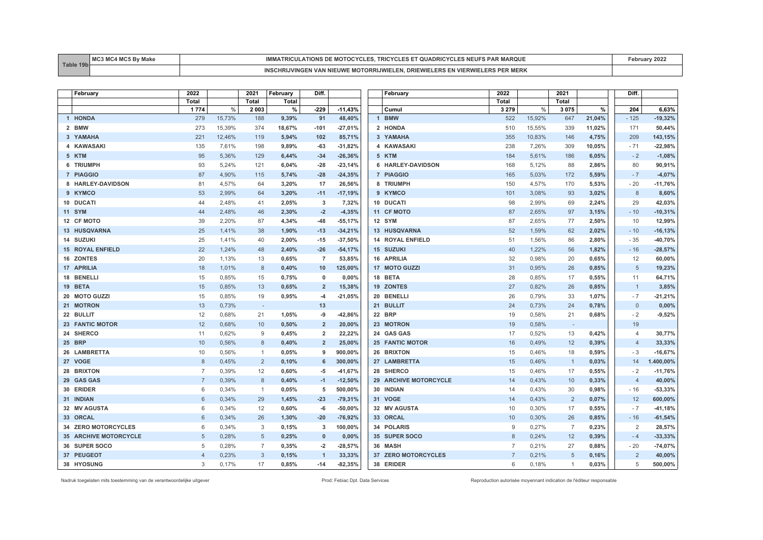| Table 19b | MC3 MC4 MC5 By Make | IMMATRICULATIONS DE MOTOCYCLES, TRICYCLES ET QUADRICYCLES NEUFS PAR MARQUE | February 2022 |
|---|---|---|---|
| | | INSCHRIJVINGEN VAN NIEUWE MOTORRIJWIELEN, DRIEWIELERS EN VIERWIELERS PER MERK | |

| | February | 2022 | | 2021 | February | Diff. | |
|---|---|---|---|---|---|---|---|
| | | Total | | Total | Total | | |
| | | 1 774 | % | 2 003 | % | -229 | -11,43% |
| 1 | HONDA | 279 | 15,73% | 188 | 9,39% | 91 | 48,40% |
| 2 | BMW | 273 | 15,39% | 374 | 18,67% | -101 | -27,01% |
| 3 | YAMAHA | 221 | 12,46% | 119 | 5,94% | 102 | 85,71% |
| 4 | KAWASAKI | 135 | 7,61% | 198 | 9,89% | -63 | -31,82% |
| 5 | KTM | 95 | 5,36% | 129 | 6,44% | -34 | -26,36% |
| 6 | TRIUMPH | 93 | 5,24% | 121 | 6,04% | -28 | -23,14% |
| 7 | PIAGGIO | 87 | 4,90% | 115 | 5,74% | -28 | -24,35% |
| 8 | HARLEY-DAVIDSON | 81 | 4,57% | 64 | 3,20% | 17 | 26,56% |
| 9 | KYMCO | 53 | 2,99% | 64 | 3,20% | -11 | -17,19% |
| 10 | DUCATI | 44 | 2,48% | 41 | 2,05% | 3 | 7,32% |
| 11 | SYM | 44 | 2,48% | 46 | 2,30% | -2 | -4,35% |
| 12 | CF MOTO | 39 | 2,20% | 87 | 4,34% | -48 | -55,17% |
| 13 | HUSQVARNA | 25 | 1,41% | 38 | 1,90% | -13 | -34,21% |
| 14 | SUZUKI | 25 | 1,41% | 40 | 2,00% | -15 | -37,50% |
| 15 | ROYAL ENFIELD | 22 | 1,24% | 48 | 2,40% | -26 | -54,17% |
| 16 | ZONTES | 20 | 1,13% | 13 | 0,65% | 7 | 53,85% |
| 17 | APRILIA | 18 | 1,01% | 8 | 0,40% | 10 | 125,00% |
| 18 | BENELLI | 15 | 0,85% | 15 | 0,75% | 0 | 0,00% |
| 19 | BETA | 15 | 0,85% | 13 | 0,65% | 2 | 15,38% |
| 20 | MOTO GUZZI | 15 | 0,85% | 19 | 0,95% | -4 | -21,05% |
| 21 | MOTRON | 13 | 0,73% | - | | 13 | |
| 22 | BULLIT | 12 | 0,68% | 21 | 1,05% | -9 | -42,86% |
| 23 | FANTIC MOTOR | 12 | 0,68% | 10 | 0,50% | 2 | 20,00% |
| 24 | SHERCO | 11 | 0,62% | 9 | 0,45% | 2 | 22,22% |
| 25 | BRP | 10 | 0,56% | 8 | 0,40% | 2 | 25,00% |
| 26 | LAMBRETTA | 10 | 0,56% | 1 | 0,05% | 9 | 900,00% |
| 27 | VOGE | 8 | 0,45% | 2 | 0,10% | 6 | 300,00% |
| 28 | BRIXTON | 7 | 0,39% | 12 | 0,60% | -5 | -41,67% |
| 29 | GAS GAS | 7 | 0,39% | 8 | 0,40% | -1 | -12,50% |
| 30 | ERIDER | 6 | 0,34% | 1 | 0,05% | 5 | 500,00% |
| 31 | INDIAN | 6 | 0,34% | 29 | 1,45% | -23 | -79,31% |
| 32 | MV AGUSTA | 6 | 0,34% | 12 | 0,60% | -6 | -50,00% |
| 33 | ORCAL | 6 | 0,34% | 26 | 1,30% | -20 | -76,92% |
| 34 | ZERO MOTORCYCLES | 6 | 0,34% | 3 | 0,15% | 3 | 100,00% |
| 35 | ARCHIVE MOTORCYCLE | 5 | 0,28% | 5 | 0,25% | 0 | 0,00% |
| 36 | SUPER SOCO | 5 | 0,28% | 7 | 0,35% | -2 | -28,57% |
| 37 | PEUGEOT | 4 | 0,23% | 3 | 0,15% | 1 | 33,33% |
| 38 | HYOSUNG | 3 | 0,17% | 17 | 0,85% | -14 | -82,35% |

| | February | 2022 | | 2021 | | Diff. | |
|---|---|---|---|---|---|---|---|
| | | Total | | Total | | | |
| | Cumul | 3 279 | % | 3 075 | % | 204 | 6,63% |
| 1 | BMW | 522 | 15,92% | 647 | 21,04% | - 125 | -19,32% |
| 2 | HONDA | 510 | 15,55% | 339 | 11,02% | 171 | 50,44% |
| 3 | YAMAHA | 355 | 10,83% | 146 | 4,75% | 209 | 143,15% |
| 4 | KAWASAKI | 238 | 7,26% | 309 | 10,05% | - 71 | -22,98% |
| 5 | KTM | 184 | 5,61% | 186 | 6,05% | - 2 | -1,08% |
| 6 | HARLEY-DAVIDSON | 168 | 5,12% | 88 | 2,86% | 80 | 90,91% |
| 7 | PIAGGIO | 165 | 5,03% | 172 | 5,59% | - 7 | -4,07% |
| 8 | TRIUMPH | 150 | 4,57% | 170 | 5,53% | - 20 | -11,76% |
| 9 | KYMCO | 101 | 3,08% | 93 | 3,02% | 8 | 8,60% |
| 10 | DUCATI | 98 | 2,99% | 69 | 2,24% | 29 | 42,03% |
| 11 | CF MOTO | 87 | 2,65% | 97 | 3,15% | - 10 | -10,31% |
| 12 | SYM | 87 | 2,65% | 77 | 2,50% | 10 | 12,99% |
| 13 | HUSQVARNA | 52 | 1,59% | 62 | 2,02% | - 10 | -16,13% |
| 14 | ROYAL ENFIELD | 51 | 1,56% | 86 | 2,80% | - 35 | -40,70% |
| 15 | SUZUKI | 40 | 1,22% | 56 | 1,82% | - 16 | -28,57% |
| 16 | APRILIA | 32 | 0,98% | 20 | 0,65% | 12 | 60,00% |
| 17 | MOTO GUZZI | 31 | 0,95% | 26 | 0,85% | 5 | 19,23% |
| 18 | BETA | 28 | 0,85% | 17 | 0,55% | 11 | 64,71% |
| 19 | ZONTES | 27 | 0,82% | 26 | 0,85% | 1 | 3,85% |
| 20 | BENELLI | 26 | 0,79% | 33 | 1,07% | - 7 | -21,21% |
| 21 | BULLIT | 24 | 0,73% | 24 | 0,78% | 0 | 0,00% |
| 22 | BRP | 19 | 0,58% | 21 | 0,68% | - 2 | -9,52% |
| 23 | MOTRON | 19 | 0,58% | - | | 19 | |
| 24 | GAS GAS | 17 | 0,52% | 13 | 0,42% | 4 | 30,77% |
| 25 | FANTIC MOTOR | 16 | 0,49% | 12 | 0,39% | 4 | 33,33% |
| 26 | BRIXTON | 15 | 0,46% | 18 | 0,59% | - 3 | -16,67% |
| 27 | LAMBRETTA | 15 | 0,46% | 1 | 0,03% | 14 | 1.400,00% |
| 28 | SHERCO | 15 | 0,46% | 17 | 0,55% | - 2 | -11,76% |
| 29 | ARCHIVE MOTORCYCLE | 14 | 0,43% | 10 | 0,33% | 4 | 40,00% |
| 30 | INDIAN | 14 | 0,43% | 30 | 0,98% | - 16 | -53,33% |
| 31 | VOGE | 14 | 0,43% | 2 | 0,07% | 12 | 600,00% |
| 32 | MV AGUSTA | 10 | 0,30% | 17 | 0,55% | - 7 | -41,18% |
| 33 | ORCAL | 10 | 0,30% | 26 | 0,85% | - 16 | -61,54% |
| 34 | POLARIS | 9 | 0,27% | 7 | 0,23% | 2 | 28,57% |
| 35 | SUPER SOCO | 8 | 0,24% | 12 | 0,39% | - 4 | -33,33% |
| 36 | MASH | 7 | 0,21% | 27 | 0,88% | - 20 | -74,07% |
| 37 | ZERO MOTORCYCLES | 7 | 0,21% | 5 | 0,16% | 2 | 40,00% |
| 38 | ERIDER | 6 | 0,18% | 1 | 0,03% | 5 | 500,00% |

Nadruk toegelaten mits toestemming van de verantwoordelijke uitgever | Prod: Febiac Dpt. Data Services | Reproduction autorisée moyennant indication de l'éditeur responsable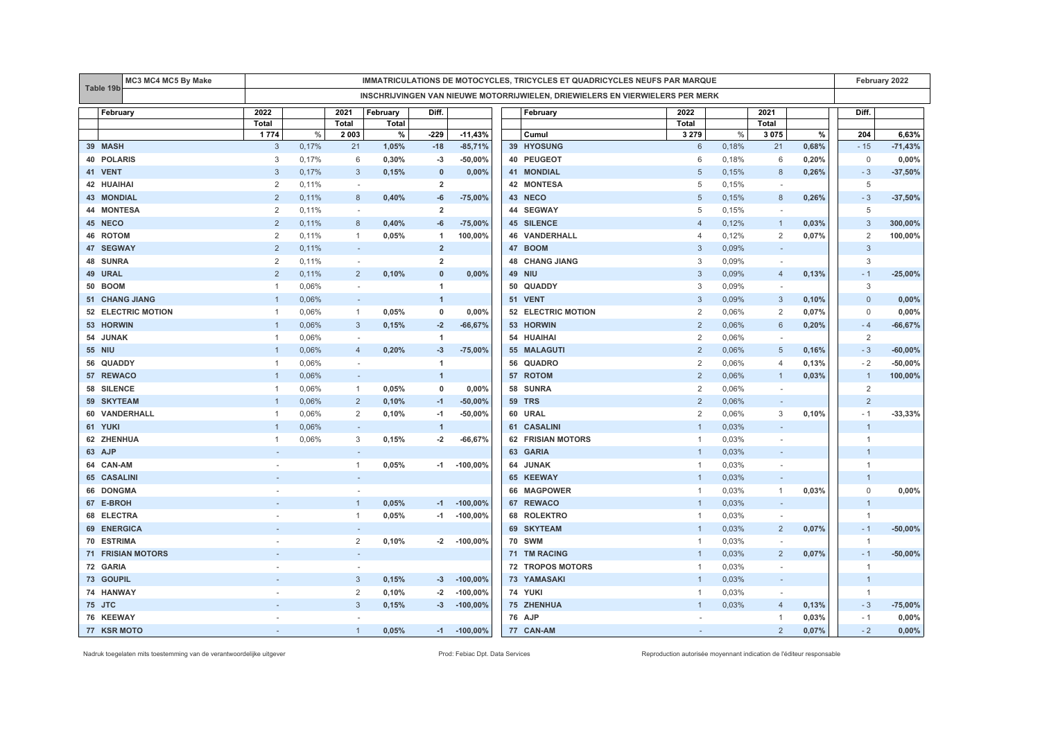| Table 19b | MC3 MC4 MC5 By Make | IMMATRICULATIONS DE MOTOCYCLES, TRICYCLES ET QUADRICYCLES NEUFS PAR MARQUE | | | | | | | | | | | | | | | February 2022 |
|---|---|---|---|---|---|---|---|---|---|---|---|---|---|---|---|---|---|
| | | INSCHRIJVINGEN VAN NIEUWE MOTORRIJWIELEN, DRIEWIELERS EN VIERWIELERS PER MERK | | | | | | | | | | | | | | | |

| | February | 2022 | | 2021 | February | Diff. | | | February | 2022 | | 2021 | | Diff. | |
|---|---|---|---|---|---|---|---|---|---|---|---|---|---|---|---|
| | | Total | | Total | Total | | | | | Total | | Total | | | |
| | | 1 774 | % | 2 003 | % | -229 | -11,43% | | Cumul | 3 279 | % | 3 075 | % | 204 | 6,63% |
| 39 | MASH | 3 | 0,17% | 21 | 1,05% | -18 | -85,71% | 39 | HYOSUNG | 6 | 0,18% | 21 | 0,68% | - 15 | -71,43% |
| 40 | POLARIS | 3 | 0,17% | 6 | 0,30% | -3 | -50,00% | 40 | PEUGEOT | 6 | 0,18% | 6 | 0,20% | 0 | 0,00% |
| 41 | VENT | 3 | 0,17% | 3 | 0,15% | 0 | 0,00% | 41 | MONDIAL | 5 | 0,15% | 8 | 0,26% | - 3 | -37,50% |
| 42 | HUAIHAI | 2 | 0,11% | - | | 2 | | 42 | MONTESA | 5 | 0,15% | - | | 5 | |
| 43 | MONDIAL | 2 | 0,11% | 8 | 0,40% | -6 | -75,00% | 43 | NECO | 5 | 0,15% | 8 | 0,26% | - 3 | -37,50% |
| 44 | MONTESA | 2 | 0,11% | - | | 2 | | 44 | SEGWAY | 5 | 0,15% | - | | 5 | |
| 45 | NECO | 2 | 0,11% | 8 | 0,40% | -6 | -75,00% | 45 | SILENCE | 4 | 0,12% | 1 | 0,03% | 3 | 300,00% |
| 46 | ROTOM | 2 | 0,11% | 1 | 0,05% | 1 | 100,00% | 46 | VANDERHALL | 4 | 0,12% | 2 | 0,07% | 2 | 100,00% |
| 47 | SEGWAY | 2 | 0,11% | - | | 2 | | 47 | BOOM | 3 | 0,09% | - | | 3 | |
| 48 | SUNRA | 2 | 0,11% | - | | 2 | | 48 | CHANG JIANG | 3 | 0,09% | - | | 3 | |
| 49 | URAL | 2 | 0,11% | 2 | 0,10% | 0 | 0,00% | 49 | NIU | 3 | 0,09% | 4 | 0,13% | - 1 | -25,00% |
| 50 | BOOM | 1 | 0,06% | - | | 1 | | 50 | QUADDY | 3 | 0,09% | - | | 3 | |
| 51 | CHANG JIANG | 1 | 0,06% | - | | 1 | | 51 | VENT | 3 | 0,09% | 3 | 0,10% | 0 | 0,00% |
| 52 | ELECTRIC MOTION | 1 | 0,06% | 1 | 0,05% | 0 | 0,00% | 52 | ELECTRIC MOTION | 2 | 0,06% | 2 | 0,07% | 0 | 0,00% |
| 53 | HORWIN | 1 | 0,06% | 3 | 0,15% | -2 | -66,67% | 53 | HORWIN | 2 | 0,06% | 6 | 0,20% | - 4 | -66,67% |
| 54 | JUNAK | 1 | 0,06% | - | | 1 | | 54 | HUAIHAI | 2 | 0,06% | - | | 2 | |
| 55 | NIU | 1 | 0,06% | 4 | 0,20% | -3 | -75,00% | 55 | MALAGUTI | 2 | 0,06% | 5 | 0,16% | - 3 | -60,00% |
| 56 | QUADDY | 1 | 0,06% | - | | 1 | | 56 | QUADRO | 2 | 0,06% | 4 | 0,13% | - 2 | -50,00% |
| 57 | REWACO | 1 | 0,06% | - | | 1 | | 57 | ROTOM | 2 | 0,06% | 1 | 0,03% | 1 | 100,00% |
| 58 | SILENCE | 1 | 0,06% | 1 | 0,05% | 0 | 0,00% | 58 | SUNRA | 2 | 0,06% | - | | 2 | |
| 59 | SKYTEAM | 1 | 0,06% | 2 | 0,10% | -1 | -50,00% | 59 | TRS | 2 | 0,06% | - | | 2 | |
| 60 | VANDERHALL | 1 | 0,06% | 2 | 0,10% | -1 | -50,00% | 60 | URAL | 2 | 0,06% | 3 | 0,10% | - 1 | -33,33% |
| 61 | YUKI | 1 | 0,06% | - | | 1 | | 61 | CASALINI | 1 | 0,03% | - | | 1 | |
| 62 | ZHENHUA | 1 | 0,06% | 3 | 0,15% | -2 | -66,67% | 62 | FRISIAN MOTORS | 1 | 0,03% | - | | 1 | |
| 63 | AJP | - | | - | | | | 63 | GARIA | 1 | 0,03% | - | | 1 | |
| 64 | CAN-AM | - | | 1 | 0,05% | -1 | -100,00% | 64 | JUNAK | 1 | 0,03% | - | | 1 | |
| 65 | CASALINI | - | | - | | | | 65 | KEEWAY | 1 | 0,03% | - | | 1 | |
| 66 | DONGMA | - | | - | | | | 66 | MAGPOWER | 1 | 0,03% | 1 | 0,03% | 0 | 0,00% |
| 67 | E-BROH | - | | 1 | 0,05% | -1 | -100,00% | 67 | REWACO | 1 | 0,03% | - | | 1 | |
| 68 | ELECTRA | - | | 1 | 0,05% | -1 | -100,00% | 68 | ROLEKTRO | 1 | 0,03% | - | | 1 | |
| 69 | ENERGICA | - | | - | | | | 69 | SKYTEAM | 1 | 0,03% | 2 | 0,07% | - 1 | -50,00% |
| 70 | ESTRIMA | - | | 2 | 0,10% | -2 | -100,00% | 70 | SWM | 1 | 0,03% | - | | 1 | |
| 71 | FRISIAN MOTORS | - | | - | | | | 71 | TM RACING | 1 | 0,03% | 2 | 0,07% | - 1 | -50,00% |
| 72 | GARIA | - | | - | | | | 72 | TROPOS MOTORS | 1 | 0,03% | - | | 1 | |
| 73 | GOUPIL | - | | 3 | 0,15% | -3 | -100,00% | 73 | YAMASAKI | 1 | 0,03% | - | | 1 | |
| 74 | HANWAY | - | | 2 | 0,10% | -2 | -100,00% | 74 | YUKI | 1 | 0,03% | - | | 1 | |
| 75 | JTC | - | | 3 | 0,15% | -3 | -100,00% | 75 | ZHENHUA | 1 | 0,03% | 4 | 0,13% | - 3 | -75,00% |
| 76 | KEEWAY | - | | - | | | | 76 | AJP | - | | 1 | 0,03% | - 1 | 0,00% |
| 77 | KSR MOTO | - | | 1 | 0,05% | -1 | -100,00% | 77 | CAN-AM | - | | 2 | 0,07% | - 2 | 0,00% |

Nadruk toegelaten mits toestemming van de verantwoordelijke uitgever — Prod: Febiac Dpt. Data Services — Reproduction autorisée moyennant indication de l'éditeur responsable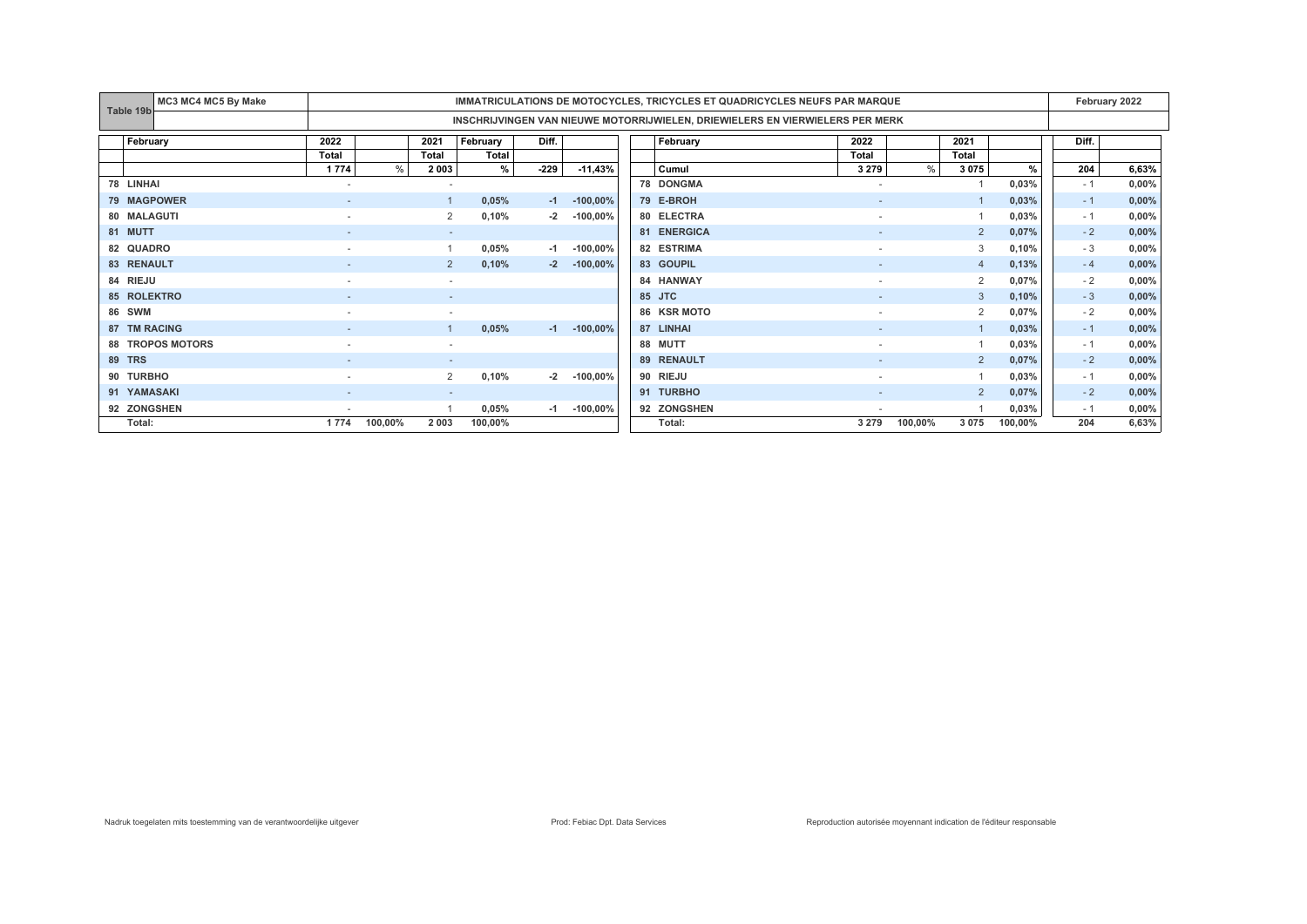| Table 19b | MC3 MC4 MC5 By Make | IMMATRICULATIONS DE MOTOCYCLES, TRICYCLES ET QUADRICYCLES NEUFS PAR MARQUE | February 2022 |
|---|---|---|---|
| | | INSCHRIJVINGEN VAN NIEUWE MOTORRIJWIELEN, DRIEWIELERS EN VIERWIELERS PER MERK | |

| | February | 2022 | | 2021 | February | Diff. | |
|---|---|---|---|---|---|---|---|
| | | Total | | Total | Total | | |
| | | 1 774 | % | 2 003 | % | -229 | -11,43% |
| 78 | LINHAI | - | | - | | | |
| 79 | MAGPOWER | - | | 1 | 0,05% | -1 | -100,00% |
| 80 | MALAGUTI | - | | 2 | 0,10% | -2 | -100,00% |
| 81 | MUTT | - | | - | | | |
| 82 | QUADRO | - | | 1 | 0,05% | -1 | -100,00% |
| 83 | RENAULT | - | | 2 | 0,10% | -2 | -100,00% |
| 84 | RIEJU | - | | - | | | |
| 85 | ROLEKTRO | - | | - | | | |
| 86 | SWM | - | | - | | | |
| 87 | TM RACING | - | | 1 | 0,05% | -1 | -100,00% |
| 88 | TROPOS MOTORS | - | | - | | | |
| 89 | TRS | - | | - | | | |
| 90 | TURBHO | - | | 2 | 0,10% | -2 | -100,00% |
| 91 | YAMASAKI | - | | - | | | |
| 92 | ZONGSHEN | - | | 1 | 0,05% | -1 | -100,00% |
| | Total: | 1 774 | 100,00% | 2 003 | 100,00% | | |

| | February | 2022 | | 2021 | | Diff. | |
|---|---|---|---|---|---|---|---|
| | | Total | | Total | | | |
| | Cumul | 3 279 | % | 3 075 | % | 204 | 6,63% |
| 78 | DONGMA | - | | 1 | 0,03% | - 1 | 0,00% |
| 79 | E-BROH | - | | 1 | 0,03% | - 1 | 0,00% |
| 80 | ELECTRA | - | | 1 | 0,03% | - 1 | 0,00% |
| 81 | ENERGICA | - | | 2 | 0,07% | - 2 | 0,00% |
| 82 | ESTRIMA | - | | 3 | 0,10% | - 3 | 0,00% |
| 83 | GOUPIL | - | | 4 | 0,13% | - 4 | 0,00% |
| 84 | HANWAY | - | | 2 | 0,07% | - 2 | 0,00% |
| 85 | JTC | - | | 3 | 0,10% | - 3 | 0,00% |
| 86 | KSR MOTO | - | | 2 | 0,07% | - 2 | 0,00% |
| 87 | LINHAI | - | | 1 | 0,03% | - 1 | 0,00% |
| 88 | MUTT | - | | 1 | 0,03% | - 1 | 0,00% |
| 89 | RENAULT | - | | 2 | 0,07% | - 2 | 0,00% |
| 90 | RIEJU | - | | 1 | 0,03% | - 1 | 0,00% |
| 91 | TURBHO | - | | 2 | 0,07% | - 2 | 0,00% |
| 92 | ZONGSHEN | - | | 1 | 0,03% | - 1 | 0,00% |
| | Total: | 3 279 | 100,00% | 3 075 | 100,00% | 204 | 6,63% |

Nadruk toegelaten mits toestemming van de verantwoordelijke uitgever

Prod: Febiac Dpt. Data Services

Reproduction autorisée moyennant indication de l'éditeur responsable